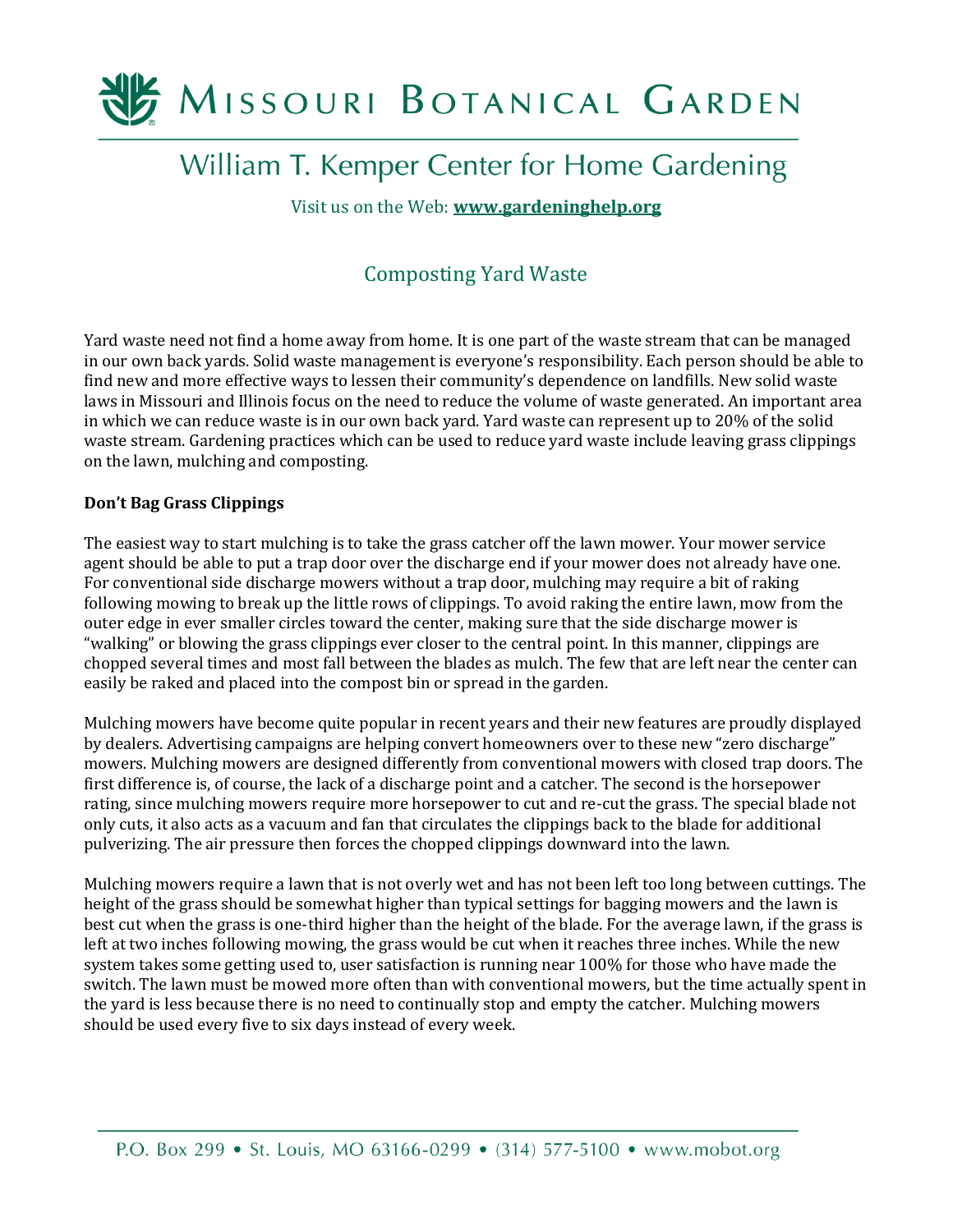# Missouri Botanical Garden

## William T. Kemper Center for Home Gardening

Visit us on the Web: **www.gardeninghelp.org**

## Composting Yard Waste

Yard waste need not find a home away from home. It is one part of the waste stream that can be managed in our own back yards. Solid waste management is everyone's responsibility. Each person should be able to find new and more effective ways to lessen their community's dependence on landfills. New solid waste laws in Missouri and Illinois focus on the need to reduce the volume of waste generated. An important area in which we can reduce waste is in our own back yard. Yard waste can represent up to 20% of the solid waste stream. Gardening practices which can be used to reduce yard waste include leaving grass clippings on the lawn, mulching and composting.

**Don't Bag Grass Clippings**

The easiest way to start mulching is to take the grass catcher off the lawn mower. Your mower service agent should be able to put a trap door over the discharge end if your mower does not already have one. For conventional side discharge mowers without a trap door, mulching may require a bit of raking following mowing to break up the little rows of clippings. To avoid raking the entire lawn, mow from the outer edge in ever smaller circles toward the center, making sure that the side discharge mower is "walking" or blowing the grass clippings ever closer to the central point. In this manner, clippings are chopped several times and most fall between the blades as mulch. The few that are left near the center can easily be raked and placed into the compost bin or spread in the garden.

Mulching mowers have become quite popular in recent years and their new features are proudly displayed by dealers. Advertising campaigns are helping convert homeowners over to these new "zero discharge" mowers. Mulching mowers are designed differently from conventional mowers with closed trap doors. The first difference is, of course, the lack of a discharge point and a catcher. The second is the horsepower rating, since mulching mowers require more horsepower to cut and re-cut the grass. The special blade not only cuts, it also acts as a vacuum and fan that circulates the clippings back to the blade for additional pulverizing. The air pressure then forces the chopped clippings downward into the lawn.

Mulching mowers require a lawn that is not overly wet and has not been left too long between cuttings. The height of the grass should be somewhat higher than typical settings for bagging mowers and the lawn is best cut when the grass is one-third higher than the height of the blade. For the average lawn, if the grass is left at two inches following mowing, the grass would be cut when it reaches three inches. While the new system takes some getting used to, user satisfaction is running near 100% for those who have made the switch. The lawn must be mowed more often than with conventional mowers, but the time actually spent in the yard is less because there is no need to continually stop and empty the catcher. Mulching mowers should be used every five to six days instead of every week.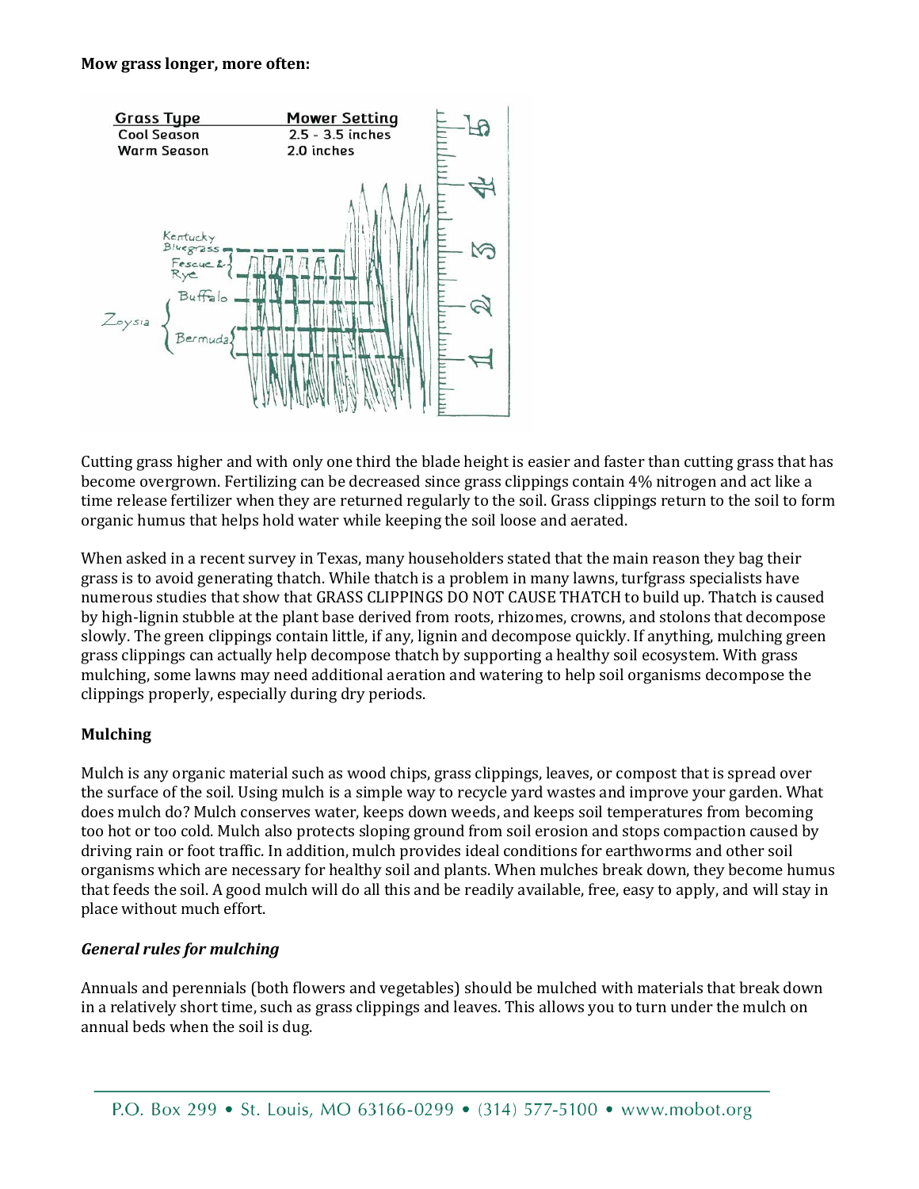**Mow grass longer, more often:**

| Grass Type | Mower Setting |
| --- | --- |
| Cool Season | 2.5 - 3.5 inches |
| Warm Season | 2.0 inches |

Cutting grass higher and with only one third the blade height is easier and faster than cutting grass that has become overgrown. Fertilizing can be decreased since grass clippings contain 4% nitrogen and act like a time release fertilizer when they are returned regularly to the soil. Grass clippings return to the soil to form organic humus that helps hold water while keeping the soil loose and aerated.

When asked in a recent survey in Texas, many householders stated that the main reason they bag their grass is to avoid generating thatch. While thatch is a problem in many lawns, turfgrass specialists have numerous studies that show that GRASS CLIPPINGS DO NOT CAUSE THATCH to build up. Thatch is caused by high-lignin stubble at the plant base derived from roots, rhizomes, crowns, and stolons that decompose slowly. The green clippings contain little, if any, lignin and decompose quickly. If anything, mulching green grass clippings can actually help decompose thatch by supporting a healthy soil ecosystem. With grass mulching, some lawns may need additional aeration and watering to help soil organisms decompose the clippings properly, especially during dry periods.

**Mulching**

Mulch is any organic material such as wood chips, grass clippings, leaves, or compost that is spread over the surface of the soil. Using mulch is a simple way to recycle yard wastes and improve your garden. What does mulch do? Mulch conserves water, keeps down weeds, and keeps soil temperatures from becoming too hot or too cold. Mulch also protects sloping ground from soil erosion and stops compaction caused by driving rain or foot traffic. In addition, mulch provides ideal conditions for earthworms and other soil organisms which are necessary for healthy soil and plants. When mulches break down, they become humus that feeds the soil. A good mulch will do all this and be readily available, free, easy to apply, and will stay in place without much effort.

***General rules for mulching***

Annuals and perennials (both flowers and vegetables) should be mulched with materials that break down in a relatively short time, such as grass clippings and leaves. This allows you to turn under the mulch on annual beds when the soil is dug.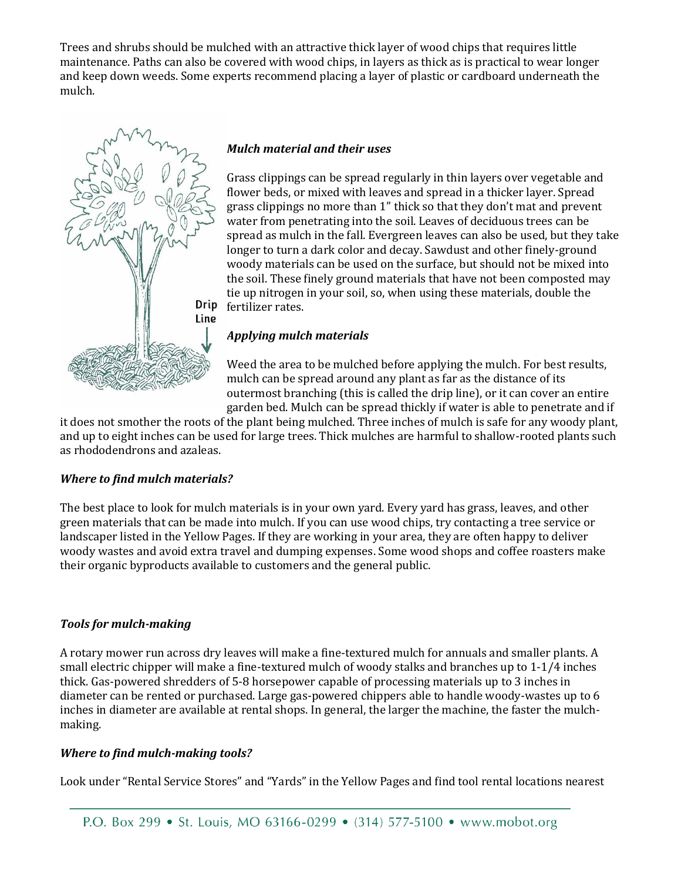Trees and shrubs should be mulched with an attractive thick layer of wood chips that requires little maintenance. Paths can also be covered with wood chips, in layers as thick as is practical to wear longer and keep down weeds. Some experts recommend placing a layer of plastic or cardboard underneath the mulch.

### *Mulch material and their uses*

Grass clippings can be spread regularly in thin layers over vegetable and flower beds, or mixed with leaves and spread in a thicker layer. Spread grass clippings no more than 1" thick so that they don't mat and prevent water from penetrating into the soil. Leaves of deciduous trees can be spread as mulch in the fall. Evergreen leaves can also be used, but they take longer to turn a dark color and decay. Sawdust and other finely-ground woody materials can be used on the surface, but should not be mixed into the soil. These finely ground materials that have not been composted may tie up nitrogen in your soil, so, when using these materials, double the fertilizer rates.

Drip Line

### *Applying mulch materials*

Weed the area to be mulched before applying the mulch. For best results, mulch can be spread around any plant as far as the distance of its outermost branching (this is called the drip line), or it can cover an entire garden bed. Mulch can be spread thickly if water is able to penetrate and if it does not smother the roots of the plant being mulched. Three inches of mulch is safe for any woody plant, and up to eight inches can be used for large trees. Thick mulches are harmful to shallow-rooted plants such as rhododendrons and azaleas.

### *Where to find mulch materials?*

The best place to look for mulch materials is in your own yard. Every yard has grass, leaves, and other green materials that can be made into mulch. If you can use wood chips, try contacting a tree service or landscaper listed in the Yellow Pages. If they are working in your area, they are often happy to deliver woody wastes and avoid extra travel and dumping expenses. Some wood shops and coffee roasters make their organic byproducts available to customers and the general public.

### *Tools for mulch-making*

A rotary mower run across dry leaves will make a fine-textured mulch for annuals and smaller plants. A small electric chipper will make a fine-textured mulch of woody stalks and branches up to 1-1/4 inches thick. Gas-powered shredders of 5-8 horsepower capable of processing materials up to 3 inches in diameter can be rented or purchased. Large gas-powered chippers able to handle woody-wastes up to 6 inches in diameter are available at rental shops. In general, the larger the machine, the faster the mulch-making.

### *Where to find mulch-making tools?*

Look under "Rental Service Stores" and "Yards" in the Yellow Pages and find tool rental locations nearest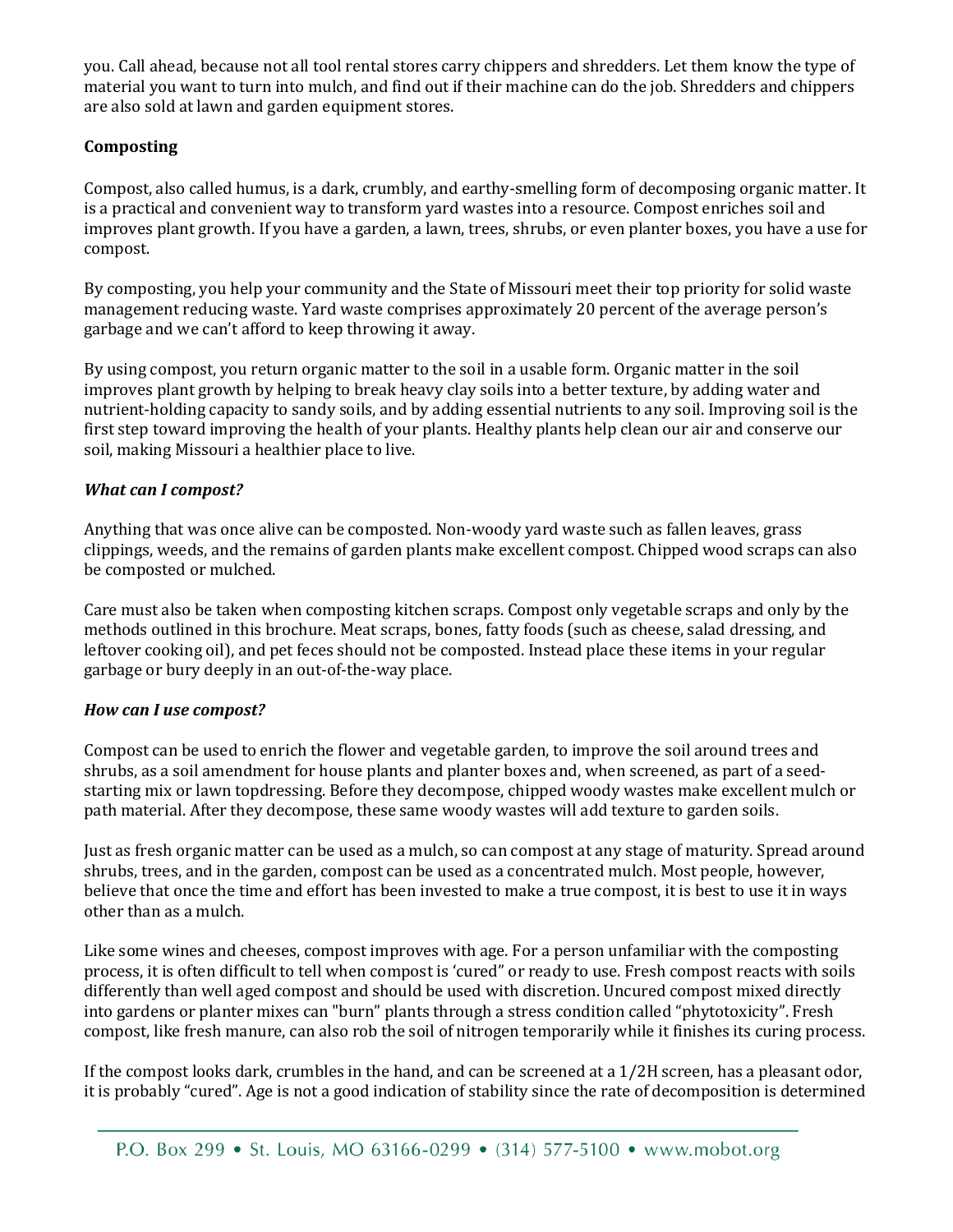you. Call ahead, because not all tool rental stores carry chippers and shredders. Let them know the type of material you want to turn into mulch, and find out if their machine can do the job. Shredders and chippers are also sold at lawn and garden equipment stores.

**Composting**

Compost, also called humus, is a dark, crumbly, and earthy-smelling form of decomposing organic matter. It is a practical and convenient way to transform yard wastes into a resource. Compost enriches soil and improves plant growth. If you have a garden, a lawn, trees, shrubs, or even planter boxes, you have a use for compost.

By composting, you help your community and the State of Missouri meet their top priority for solid waste management reducing waste. Yard waste comprises approximately 20 percent of the average person's garbage and we can't afford to keep throwing it away.

By using compost, you return organic matter to the soil in a usable form. Organic matter in the soil improves plant growth by helping to break heavy clay soils into a better texture, by adding water and nutrient-holding capacity to sandy soils, and by adding essential nutrients to any soil. Improving soil is the first step toward improving the health of your plants. Healthy plants help clean our air and conserve our soil, making Missouri a healthier place to live.

***What can I compost?***

Anything that was once alive can be composted. Non-woody yard waste such as fallen leaves, grass clippings, weeds, and the remains of garden plants make excellent compost. Chipped wood scraps can also be composted or mulched.

Care must also be taken when composting kitchen scraps. Compost only vegetable scraps and only by the methods outlined in this brochure. Meat scraps, bones, fatty foods (such as cheese, salad dressing, and leftover cooking oil), and pet feces should not be composted. Instead place these items in your regular garbage or bury deeply in an out-of-the-way place.

***How can I use compost?***

Compost can be used to enrich the flower and vegetable garden, to improve the soil around trees and shrubs, as a soil amendment for house plants and planter boxes and, when screened, as part of a seed-starting mix or lawn topdressing. Before they decompose, chipped woody wastes make excellent mulch or path material. After they decompose, these same woody wastes will add texture to garden soils.

Just as fresh organic matter can be used as a mulch, so can compost at any stage of maturity. Spread around shrubs, trees, and in the garden, compost can be used as a concentrated mulch. Most people, however, believe that once the time and effort has been invested to make a true compost, it is best to use it in ways other than as a mulch.

Like some wines and cheeses, compost improves with age. For a person unfamiliar with the composting process, it is often difficult to tell when compost is 'cured" or ready to use. Fresh compost reacts with soils differently than well aged compost and should be used with discretion. Uncured compost mixed directly into gardens or planter mixes can "burn" plants through a stress condition called "phytotoxicity". Fresh compost, like fresh manure, can also rob the soil of nitrogen temporarily while it finishes its curing process.

If the compost looks dark, crumbles in the hand, and can be screened at a 1/2H screen, has a pleasant odor, it is probably "cured". Age is not a good indication of stability since the rate of decomposition is determined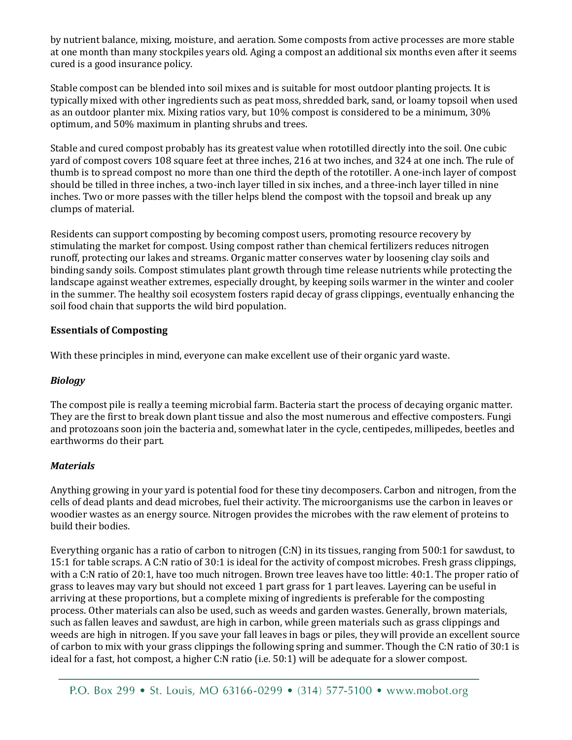by nutrient balance, mixing, moisture, and aeration. Some composts from active processes are more stable at one month than many stockpiles years old. Aging a compost an additional six months even after it seems cured is a good insurance policy.

Stable compost can be blended into soil mixes and is suitable for most outdoor planting projects. It is typically mixed with other ingredients such as peat moss, shredded bark, sand, or loamy topsoil when used as an outdoor planter mix. Mixing ratios vary, but 10% compost is considered to be a minimum, 30% optimum, and 50% maximum in planting shrubs and trees.

Stable and cured compost probably has its greatest value when rototilled directly into the soil. One cubic yard of compost covers 108 square feet at three inches, 216 at two inches, and 324 at one inch. The rule of thumb is to spread compost no more than one third the depth of the rototiller. A one-inch layer of compost should be tilled in three inches, a two-inch layer tilled in six inches, and a three-inch layer tilled in nine inches. Two or more passes with the tiller helps blend the compost with the topsoil and break up any clumps of material.

Residents can support composting by becoming compost users, promoting resource recovery by stimulating the market for compost. Using compost rather than chemical fertilizers reduces nitrogen runoff, protecting our lakes and streams. Organic matter conserves water by loosening clay soils and binding sandy soils. Compost stimulates plant growth through time release nutrients while protecting the landscape against weather extremes, especially drought, by keeping soils warmer in the winter and cooler in the summer. The healthy soil ecosystem fosters rapid decay of grass clippings, eventually enhancing the soil food chain that supports the wild bird population.

**Essentials of Composting**

With these principles in mind, everyone can make excellent use of their organic yard waste.

***Biology***

The compost pile is really a teeming microbial farm. Bacteria start the process of decaying organic matter. They are the first to break down plant tissue and also the most numerous and effective composters. Fungi and protozoans soon join the bacteria and, somewhat later in the cycle, centipedes, millipedes, beetles and earthworms do their part.

***Materials***

Anything growing in your yard is potential food for these tiny decomposers. Carbon and nitrogen, from the cells of dead plants and dead microbes, fuel their activity. The microorganisms use the carbon in leaves or woodier wastes as an energy source. Nitrogen provides the microbes with the raw element of proteins to build their bodies.

Everything organic has a ratio of carbon to nitrogen (C:N) in its tissues, ranging from 500:1 for sawdust, to 15:1 for table scraps. A C:N ratio of 30:1 is ideal for the activity of compost microbes. Fresh grass clippings, with a C:N ratio of 20:1, have too much nitrogen. Brown tree leaves have too little: 40:1. The proper ratio of grass to leaves may vary but should not exceed 1 part grass for 1 part leaves. Layering can be useful in arriving at these proportions, but a complete mixing of ingredients is preferable for the composting process. Other materials can also be used, such as weeds and garden wastes. Generally, brown materials, such as fallen leaves and sawdust, are high in carbon, while green materials such as grass clippings and weeds are high in nitrogen. If you save your fall leaves in bags or piles, they will provide an excellent source of carbon to mix with your grass clippings the following spring and summer. Though the C:N ratio of 30:1 is ideal for a fast, hot compost, a higher C:N ratio (i.e. 50:1) will be adequate for a slower compost.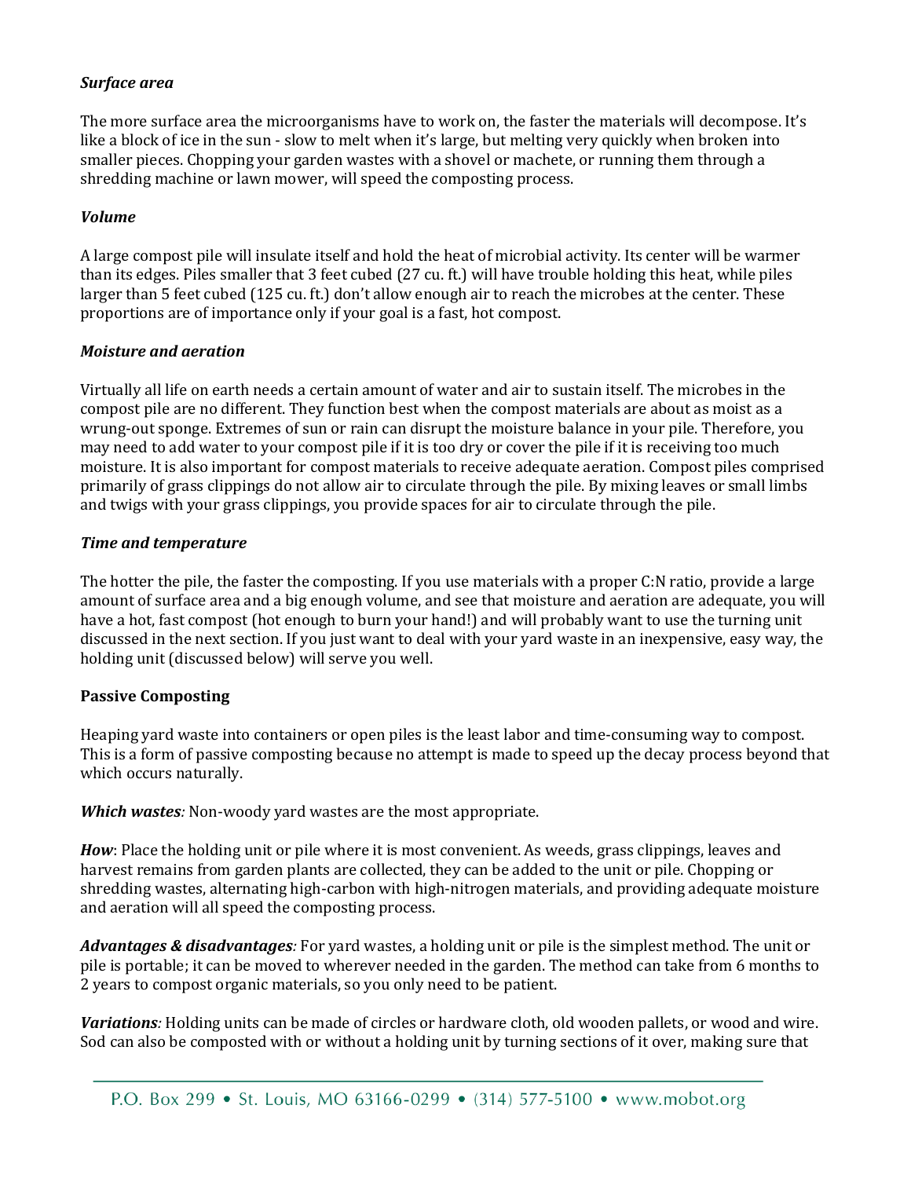***Surface area***

The more surface area the microorganisms have to work on, the faster the materials will decompose. It's like a block of ice in the sun - slow to melt when it's large, but melting very quickly when broken into smaller pieces. Chopping your garden wastes with a shovel or machete, or running them through a shredding machine or lawn mower, will speed the composting process.

***Volume***

A large compost pile will insulate itself and hold the heat of microbial activity. Its center will be warmer than its edges. Piles smaller that 3 feet cubed (27 cu. ft.) will have trouble holding this heat, while piles larger than 5 feet cubed (125 cu. ft.) don't allow enough air to reach the microbes at the center. These proportions are of importance only if your goal is a fast, hot compost.

***Moisture and aeration***

Virtually all life on earth needs a certain amount of water and air to sustain itself. The microbes in the compost pile are no different. They function best when the compost materials are about as moist as a wrung-out sponge. Extremes of sun or rain can disrupt the moisture balance in your pile. Therefore, you may need to add water to your compost pile if it is too dry or cover the pile if it is receiving too much moisture. It is also important for compost materials to receive adequate aeration. Compost piles comprised primarily of grass clippings do not allow air to circulate through the pile. By mixing leaves or small limbs and twigs with your grass clippings, you provide spaces for air to circulate through the pile.

***Time and temperature***

The hotter the pile, the faster the composting. If you use materials with a proper C:N ratio, provide a large amount of surface area and a big enough volume, and see that moisture and aeration are adequate, you will have a hot, fast compost (hot enough to burn your hand!) and will probably want to use the turning unit discussed in the next section. If you just want to deal with your yard waste in an inexpensive, easy way, the holding unit (discussed below) will serve you well.

**Passive Composting**

Heaping yard waste into containers or open piles is the least labor and time-consuming way to compost. This is a form of passive composting because no attempt is made to speed up the decay process beyond that which occurs naturally.

***Which wastes****:* Non-woody yard wastes are the most appropriate.

***How***: Place the holding unit or pile where it is most convenient. As weeds, grass clippings, leaves and harvest remains from garden plants are collected, they can be added to the unit or pile. Chopping or shredding wastes, alternating high-carbon with high-nitrogen materials, and providing adequate moisture and aeration will all speed the composting process.

***Advantages & disadvantages****:* For yard wastes, a holding unit or pile is the simplest method. The unit or pile is portable; it can be moved to wherever needed in the garden. The method can take from 6 months to 2 years to compost organic materials, so you only need to be patient.

***Variations****:* Holding units can be made of circles or hardware cloth, old wooden pallets, or wood and wire. Sod can also be composted with or without a holding unit by turning sections of it over, making sure that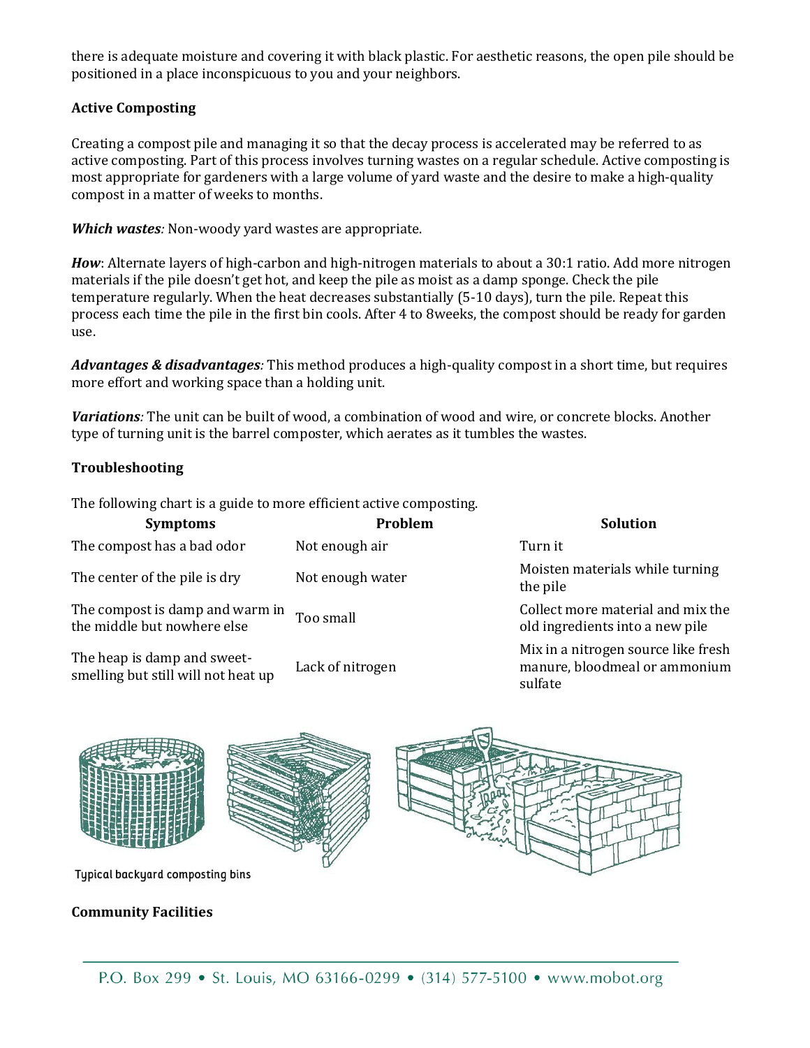there is adequate moisture and covering it with black plastic. For aesthetic reasons, the open pile should be positioned in a place inconspicuous to you and your neighbors.

**Active Composting**

Creating a compost pile and managing it so that the decay process is accelerated may be referred to as active composting. Part of this process involves turning wastes on a regular schedule. Active composting is most appropriate for gardeners with a large volume of yard waste and the desire to make a high-quality compost in a matter of weeks to months.

***Which wastes:*** Non-woody yard wastes are appropriate.

***How***: Alternate layers of high-carbon and high-nitrogen materials to about a 30:1 ratio. Add more nitrogen materials if the pile doesn't get hot, and keep the pile as moist as a damp sponge. Check the pile temperature regularly. When the heat decreases substantially (5-10 days), turn the pile. Repeat this process each time the pile in the first bin cools. After 4 to 8weeks, the compost should be ready for garden use.

***Advantages & disadvantages:*** This method produces a high-quality compost in a short time, but requires more effort and working space than a holding unit.

***Variations:*** The unit can be built of wood, a combination of wood and wire, or concrete blocks. Another type of turning unit is the barrel composter, which aerates as it tumbles the wastes.

**Troubleshooting**

The following chart is a guide to more efficient active composting.

| Symptoms | Problem | Solution |
|---|---|---|
| The compost has a bad odor | Not enough air | Turn it |
| The center of the pile is dry | Not enough water | Moisten materials while turning the pile |
| The compost is damp and warm in the middle but nowhere else | Too small | Collect more material and mix the old ingredients into a new pile |
| The heap is damp and sweet-smelling but still will not heat up | Lack of nitrogen | Mix in a nitrogen source like fresh manure, bloodmeal or ammonium sulfate |

Typical backyard composting bins

**Community Facilities**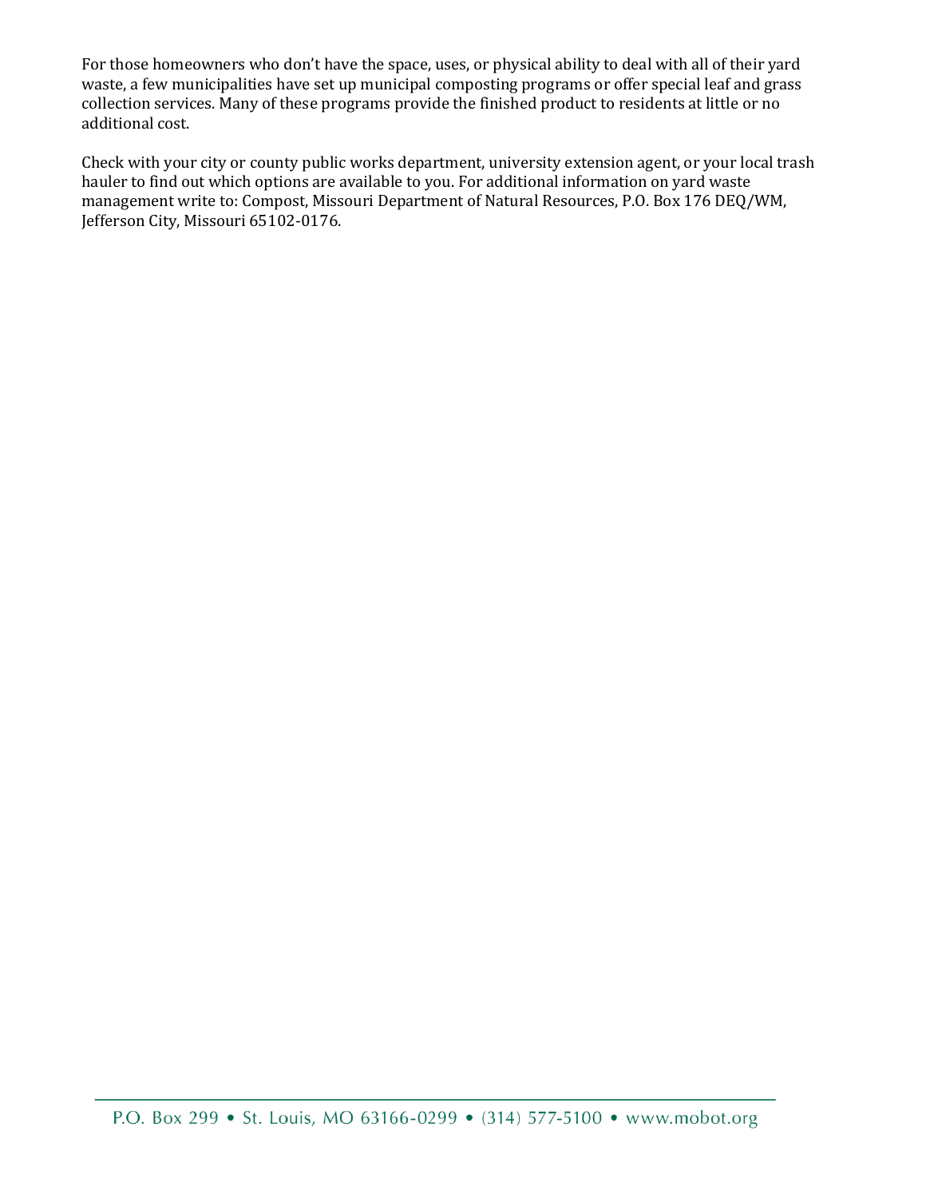For those homeowners who don't have the space, uses, or physical ability to deal with all of their yard waste, a few municipalities have set up municipal composting programs or offer special leaf and grass collection services. Many of these programs provide the finished product to residents at little or no additional cost.

Check with your city or county public works department, university extension agent, or your local trash hauler to find out which options are available to you. For additional information on yard waste management write to: Compost, Missouri Department of Natural Resources, P.O. Box 176 DEQ/WM, Jefferson City, Missouri 65102-0176.